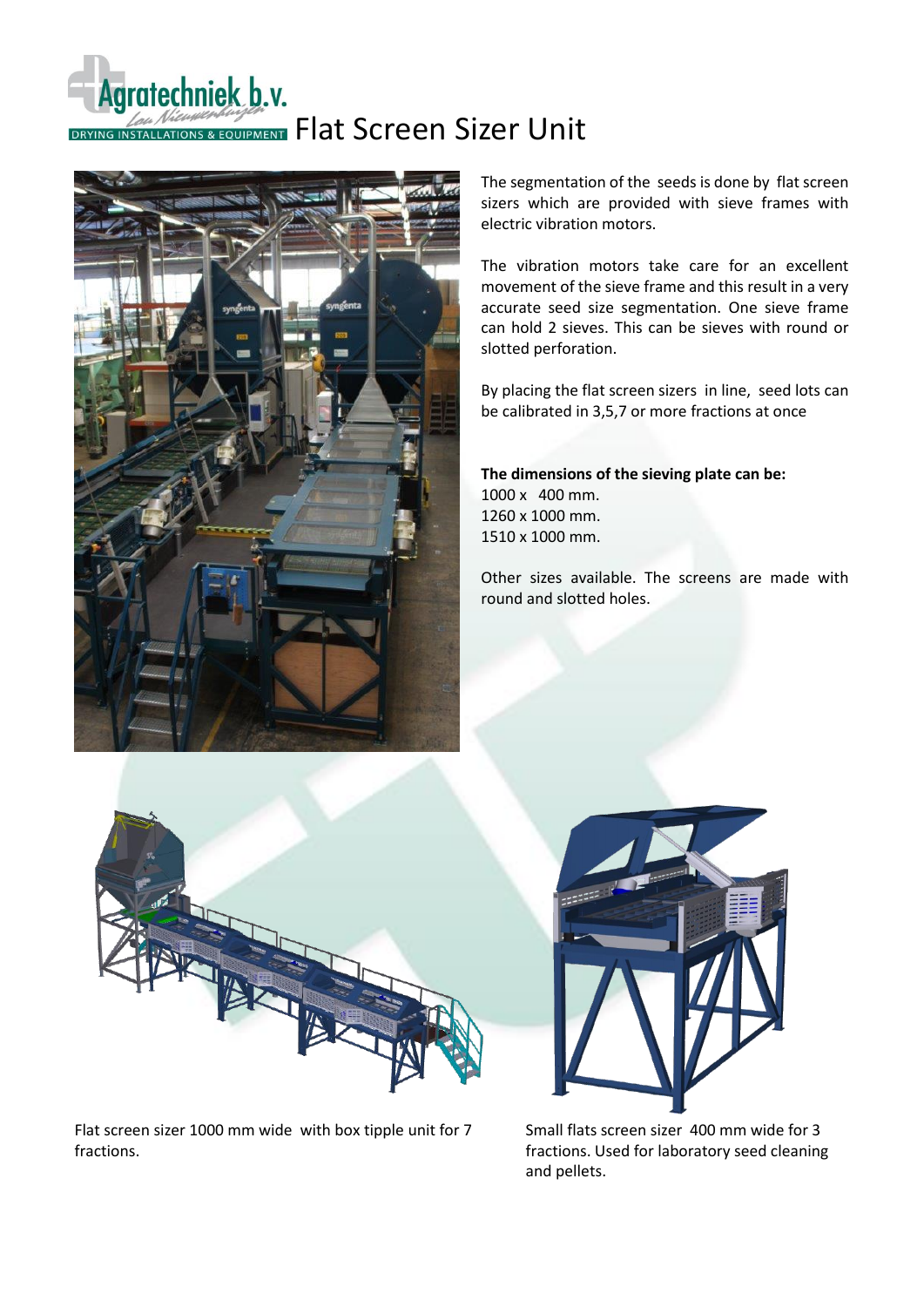# Agratechniek b.v.

DRYING INSTALLATIONS & EQUIPMENT

# Flat Screen Sizer Unit

The segmentation of the seeds is done by flat screen sizers which are provided with sieve frames with electric vibration motors.

The vibration motors take care for an excellent movement of the sieve frame and this result in a very accurate seed size segmentation. One sieve frame can hold 2 sieves. This can be sieves with round or slotted perforation.

By placing the flat screen sizers in line, seed lots can be calibrated in 3,5,7 or more fractions at once

**The dimensions of the sieving plate can be:**

1000 x 400 mm.
1260 x 1000 mm.
1510 x 1000 mm.

Other sizes available. The screens are made with round and slotted holes.

Flat screen sizer 1000 mm wide with box tipple unit for 7 fractions.

Small flats screen sizer 400 mm wide for 3 fractions. Used for laboratory seed cleaning and pellets.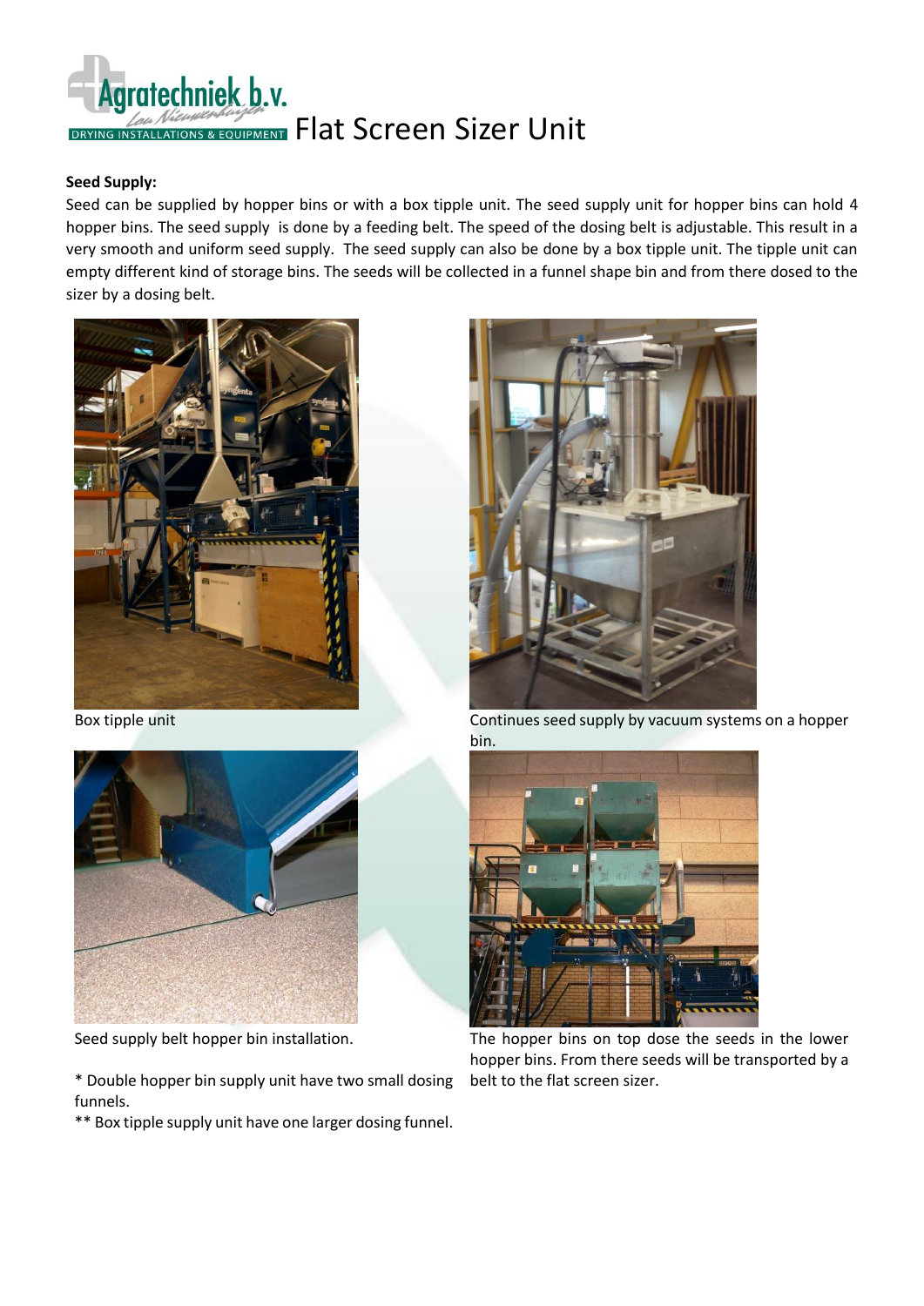# Flat Screen Sizer Unit

**Seed Supply:**

Seed can be supplied by hopper bins or with a box tipple unit. The seed supply unit for hopper bins can hold 4 hopper bins. The seed supply is done by a feeding belt. The speed of the dosing belt is adjustable. This result in a very smooth and uniform seed supply. The seed supply can also be done by a box tipple unit. The tipple unit can empty different kind of storage bins. The seeds will be collected in a funnel shape bin and from there dosed to the sizer by a dosing belt.

Box tipple unit

Continues seed supply by vacuum systems on a hopper bin.

Seed supply belt hopper bin installation.

The hopper bins on top dose the seeds in the lower hopper bins. From there seeds will be transported by a belt to the flat screen sizer.

* Double hopper bin supply unit have two small dosing funnels.

** Box tipple supply unit have one larger dosing funnel.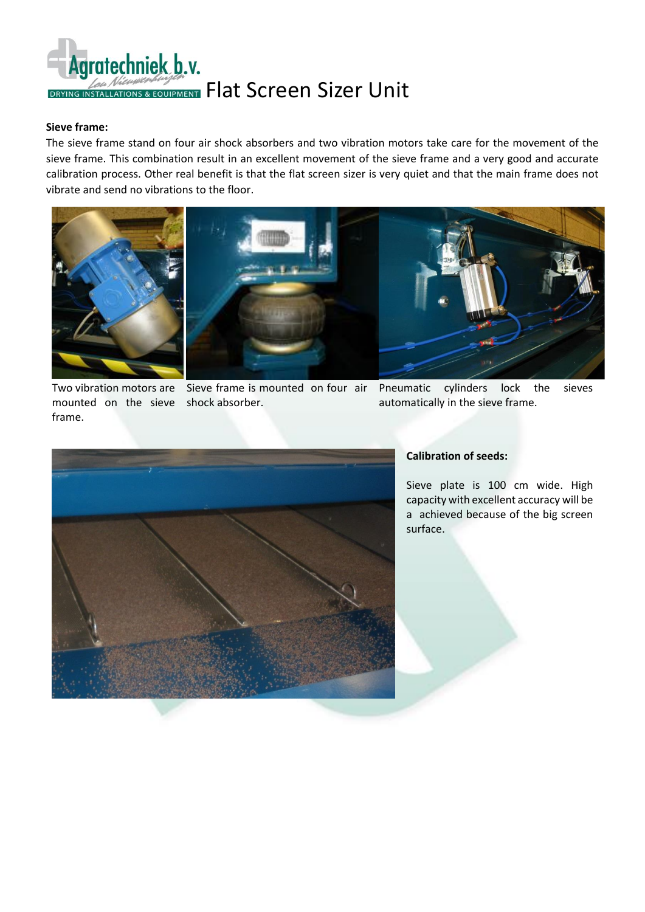# Flat Screen Sizer Unit

**Sieve frame:**

The sieve frame stand on four air shock absorbers and two vibration motors take care for the movement of the sieve frame. This combination result in an excellent movement of the sieve frame and a very good and accurate calibration process. Other real benefit is that the flat screen sizer is very quiet and that the main frame does not vibrate and send no vibrations to the floor.

Two vibration motors are mounted on the sieve frame.

Sieve frame is mounted on four air shock absorber.

Pneumatic cylinders lock the sieves automatically in the sieve frame.

**Calibration of seeds:**

Sieve plate is 100 cm wide. High capacity with excellent accuracy will be a achieved because of the big screen surface.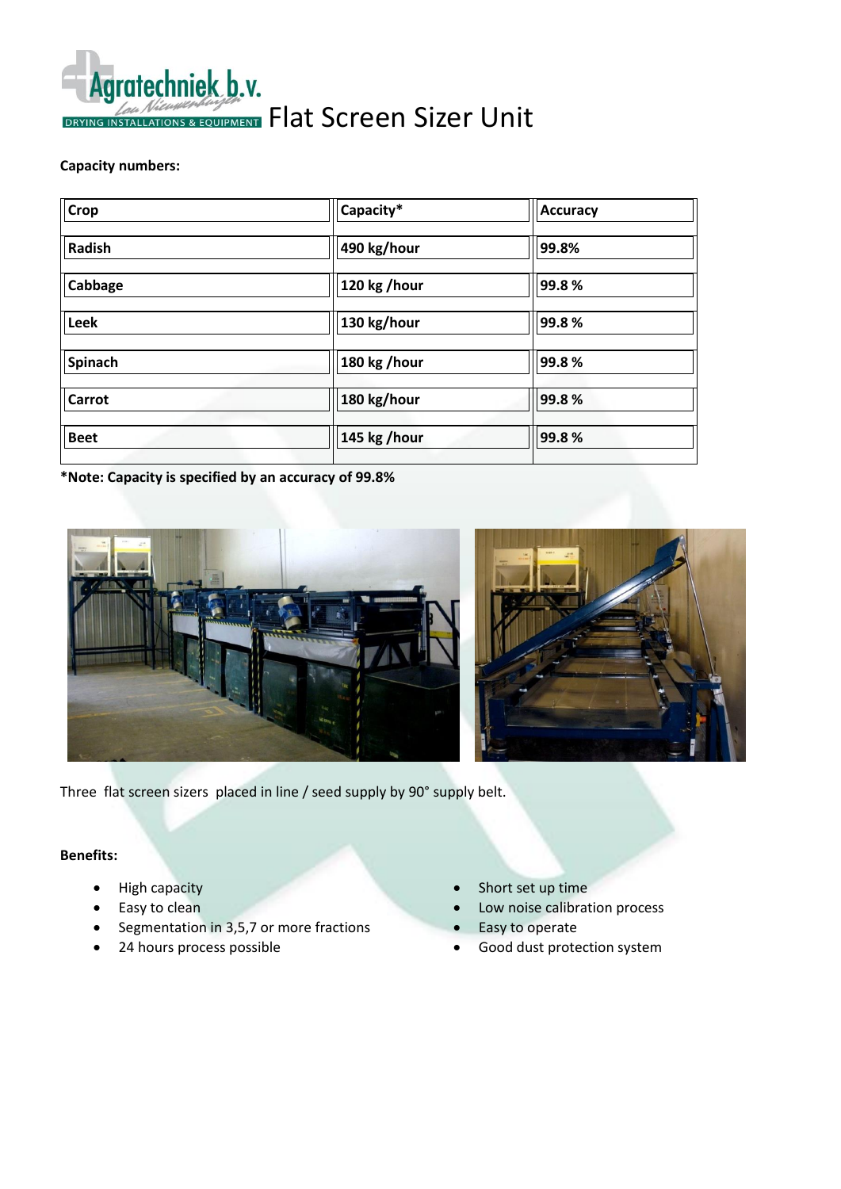# Flat Screen Sizer Unit

**Capacity numbers:**

| Crop | Capacity* | Accuracy |
|---|---|---|
| **Radish** | **490 kg/hour** | **99.8%** |
| **Cabbage** | **120 kg /hour** | **99.8 %** |
| **Leek** | **130 kg/hour** | **99.8 %** |
| **Spinach** | **180 kg /hour** | **99.8 %** |
| **Carrot** | **180 kg/hour** | **99.8 %** |
| **Beet** | **145 kg /hour** | **99.8 %** |

***Note: Capacity is specified by an accuracy of 99.8%**

Three flat screen sizers placed in line / seed supply by 90° supply belt.

**Benefits:**

- High capacity
- Easy to clean
- Segmentation in 3,5,7 or more fractions
- 24 hours process possible
- Short set up time
- Low noise calibration process
- Easy to operate
- Good dust protection system